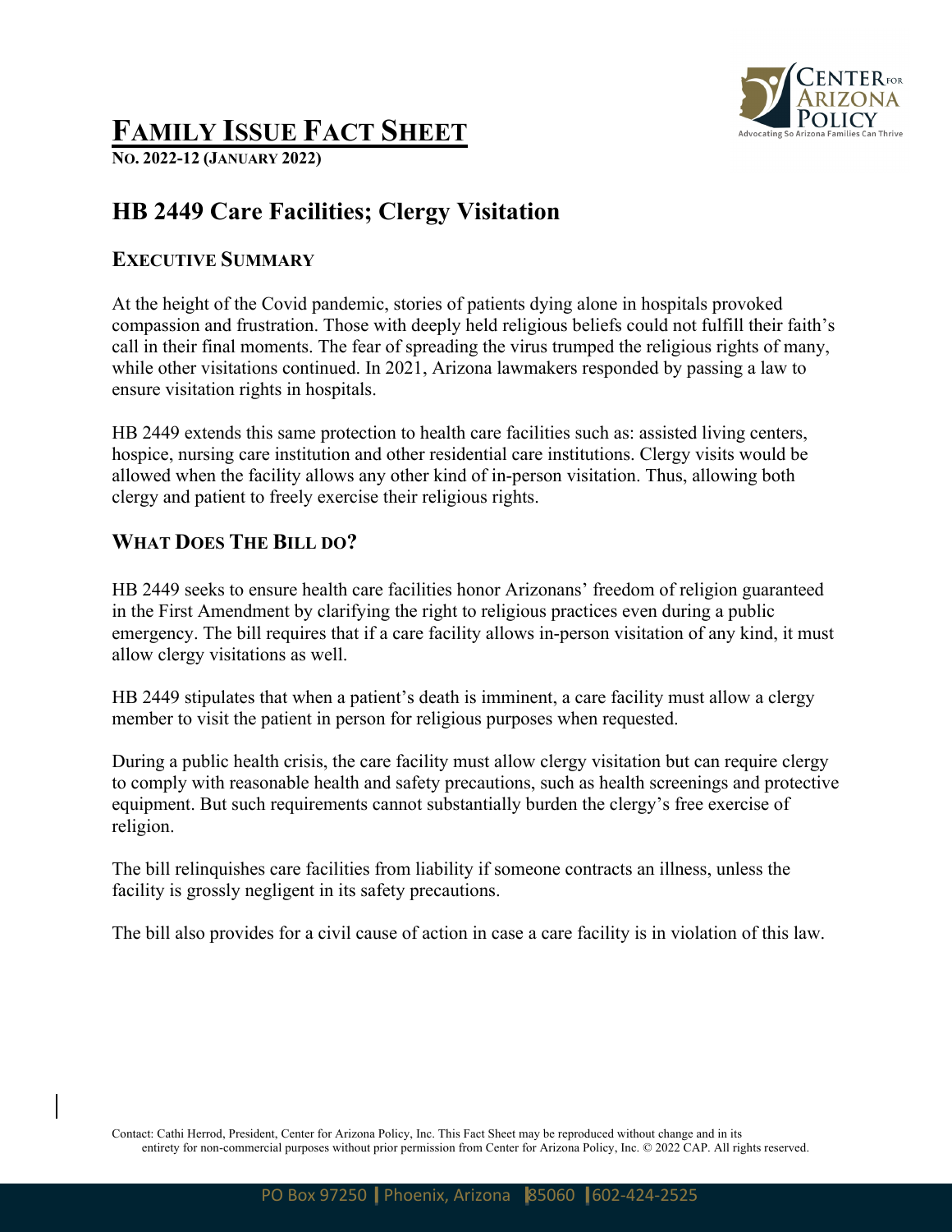# Family Issue Fact Sheet

**No. 2022-12 (January 2022)**

## HB 2449 Care Facilities; Clergy Visitation

### Executive Summary

At the height of the Covid pandemic, stories of patients dying alone in hospitals provoked compassion and frustration. Those with deeply held religious beliefs could not fulfill their faith's call in their final moments. The fear of spreading the virus trumped the religious rights of many, while other visitations continued. In 2021, Arizona lawmakers responded by passing a law to ensure visitation rights in hospitals.

HB 2449 extends this same protection to health care facilities such as: assisted living centers, hospice, nursing care institution and other residential care institutions. Clergy visits would be allowed when the facility allows any other kind of in-person visitation. Thus, allowing both clergy and patient to freely exercise their religious rights.

### What Does The Bill do?

HB 2449 seeks to ensure health care facilities honor Arizonans' freedom of religion guaranteed in the First Amendment by clarifying the right to religious practices even during a public emergency. The bill requires that if a care facility allows in-person visitation of any kind, it must allow clergy visitations as well.

HB 2449 stipulates that when a patient's death is imminent, a care facility must allow a clergy member to visit the patient in person for religious purposes when requested.

During a public health crisis, the care facility must allow clergy visitation but can require clergy to comply with reasonable health and safety precautions, such as health screenings and protective equipment. But such requirements cannot substantially burden the clergy's free exercise of religion.

The bill relinquishes care facilities from liability if someone contracts an illness, unless the facility is grossly negligent in its safety precautions.

The bill also provides for a civil cause of action in case a care facility is in violation of this law.

Contact: Cathi Herrod, President, Center for Arizona Policy, Inc. This Fact Sheet may be reproduced without change and in its entirety for non-commercial purposes without prior permission from Center for Arizona Policy, Inc. © 2022 CAP. All rights reserved.

PO Box 97250 | Phoenix, Arizona 85060 | 602-424-2525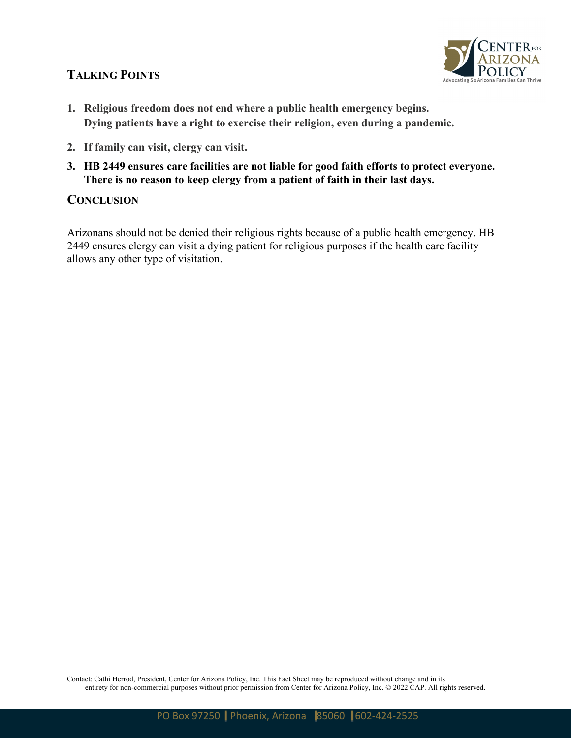## Talking Points

1. **Religious freedom does not end where a public health emergency begins. Dying patients have a right to exercise their religion, even during a pandemic.**
2. **If family can visit, clergy can visit.**
3. **HB 2449 ensures care facilities are not liable for good faith efforts to protect everyone. There is no reason to keep clergy from a patient of faith in their last days.**

## Conclusion

Arizonans should not be denied their religious rights because of a public health emergency. HB 2449 ensures clergy can visit a dying patient for religious purposes if the health care facility allows any other type of visitation.

Contact: Cathi Herrod, President, Center for Arizona Policy, Inc. This Fact Sheet may be reproduced without change and in its entirety for non-commercial purposes without prior permission from Center for Arizona Policy, Inc. © 2022 CAP. All rights reserved.